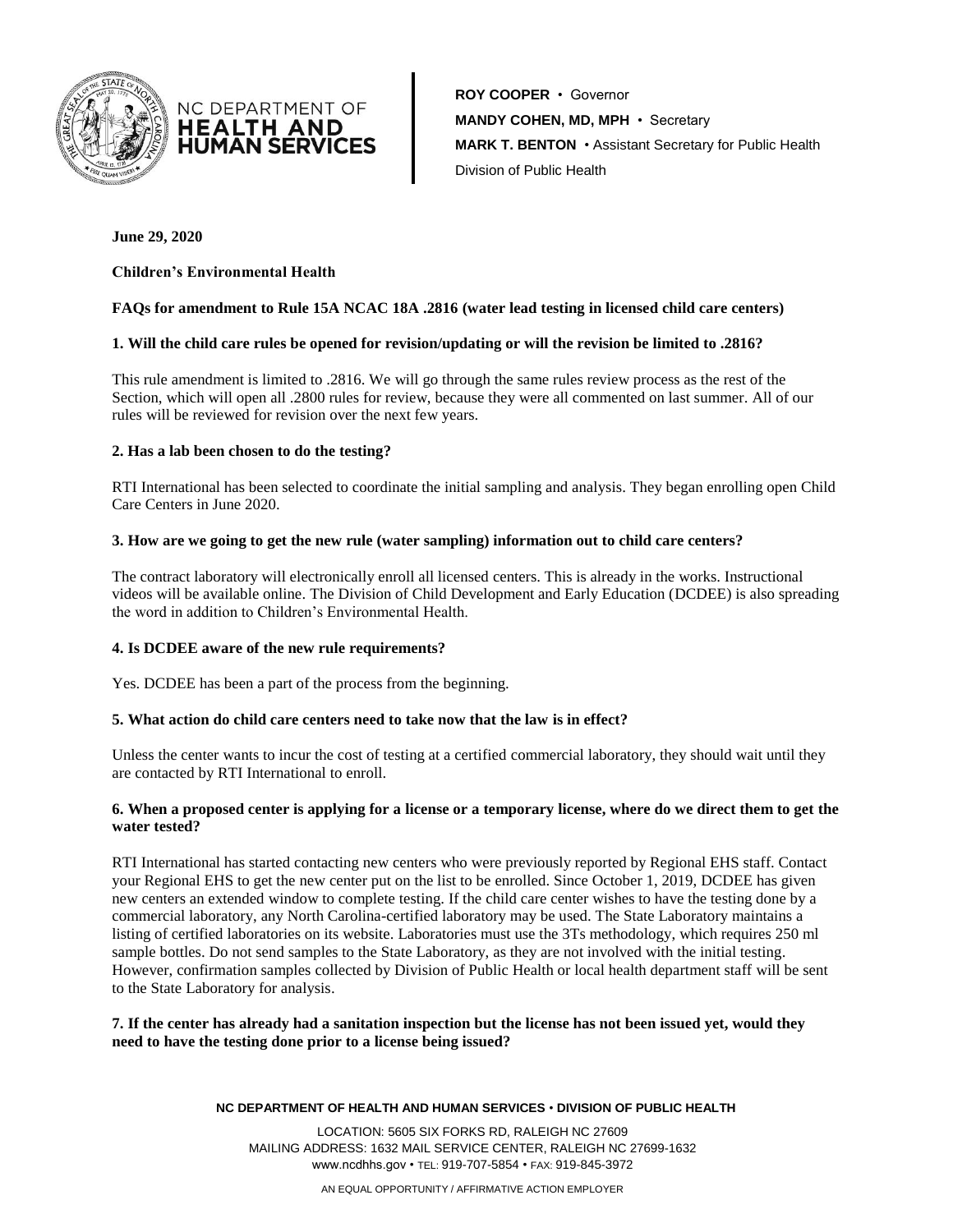NC DEPARTMENT OF **HEALTH AND HUMAN SERVICES**

**ROY COOPER** • Governor
**MANDY COHEN, MD, MPH** • Secretary
**MARK T. BENTON** • Assistant Secretary for Public Health
Division of Public Health

**June 29, 2020**

**Children's Environmental Health**

**FAQs for amendment to Rule 15A NCAC 18A .2816 (water lead testing in licensed child care centers)**

**1. Will the child care rules be opened for revision/updating or will the revision be limited to .2816?**

This rule amendment is limited to .2816. We will go through the same rules review process as the rest of the Section, which will open all .2800 rules for review, because they were all commented on last summer. All of our rules will be reviewed for revision over the next few years.

**2. Has a lab been chosen to do the testing?**

RTI International has been selected to coordinate the initial sampling and analysis. They began enrolling open Child Care Centers in June 2020.

**3. How are we going to get the new rule (water sampling) information out to child care centers?**

The contract laboratory will electronically enroll all licensed centers. This is already in the works. Instructional videos will be available online. The Division of Child Development and Early Education (DCDEE) is also spreading the word in addition to Children's Environmental Health.

**4. Is DCDEE aware of the new rule requirements?**

Yes. DCDEE has been a part of the process from the beginning.

**5. What action do child care centers need to take now that the law is in effect?**

Unless the center wants to incur the cost of testing at a certified commercial laboratory, they should wait until they are contacted by RTI International to enroll.

**6. When a proposed center is applying for a license or a temporary license, where do we direct them to get the water tested?**

RTI International has started contacting new centers who were previously reported by Regional EHS staff. Contact your Regional EHS to get the new center put on the list to be enrolled. Since October 1, 2019, DCDEE has given new centers an extended window to complete testing. If the child care center wishes to have the testing done by a commercial laboratory, any North Carolina-certified laboratory may be used. The State Laboratory maintains a listing of certified laboratories on its website. Laboratories must use the 3Ts methodology, which requires 250 ml sample bottles. Do not send samples to the State Laboratory, as they are not involved with the initial testing. However, confirmation samples collected by Division of Public Health or local health department staff will be sent to the State Laboratory for analysis.

**7. If the center has already had a sanitation inspection but the license has not been issued yet, would they need to have the testing done prior to a license being issued?**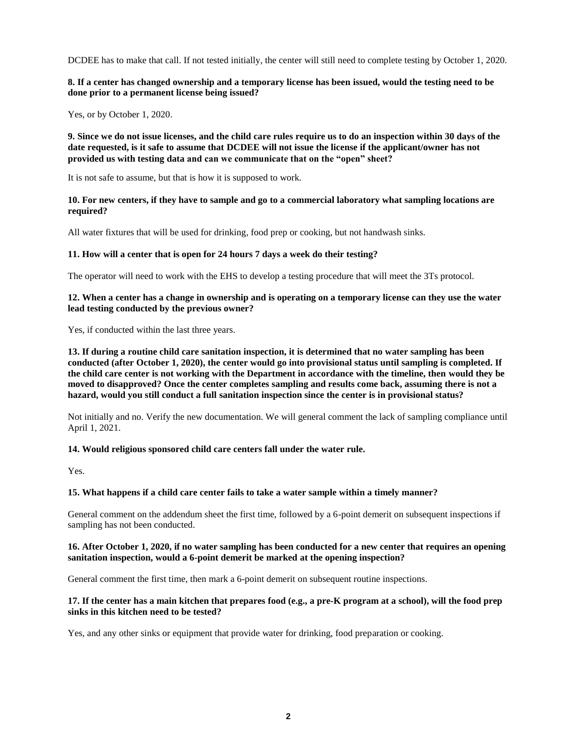DCDEE has to make that call. If not tested initially, the center will still need to complete testing by October 1, 2020.

**8. If a center has changed ownership and a temporary license has been issued, would the testing need to be done prior to a permanent license being issued?**

Yes, or by October 1, 2020.

**9. Since we do not issue licenses, and the child care rules require us to do an inspection within 30 days of the date requested, is it safe to assume that DCDEE will not issue the license if the applicant/owner has not provided us with testing data and can we communicate that on the "open" sheet?**

It is not safe to assume, but that is how it is supposed to work.

**10. For new centers, if they have to sample and go to a commercial laboratory what sampling locations are required?**

All water fixtures that will be used for drinking, food prep or cooking, but not handwash sinks.

**11. How will a center that is open for 24 hours 7 days a week do their testing?**

The operator will need to work with the EHS to develop a testing procedure that will meet the 3Ts protocol.

**12. When a center has a change in ownership and is operating on a temporary license can they use the water lead testing conducted by the previous owner?**

Yes, if conducted within the last three years.

**13. If during a routine child care sanitation inspection, it is determined that no water sampling has been conducted (after October 1, 2020), the center would go into provisional status until sampling is completed. If the child care center is not working with the Department in accordance with the timeline, then would they be moved to disapproved? Once the center completes sampling and results come back, assuming there is not a hazard, would you still conduct a full sanitation inspection since the center is in provisional status?**

Not initially and no. Verify the new documentation. We will general comment the lack of sampling compliance until April 1, 2021.

**14. Would religious sponsored child care centers fall under the water rule.**

Yes.

**15. What happens if a child care center fails to take a water sample within a timely manner?**

General comment on the addendum sheet the first time, followed by a 6-point demerit on subsequent inspections if sampling has not been conducted.

**16. After October 1, 2020, if no water sampling has been conducted for a new center that requires an opening sanitation inspection, would a 6-point demerit be marked at the opening inspection?**

General comment the first time, then mark a 6-point demerit on subsequent routine inspections.

**17. If the center has a main kitchen that prepares food (e.g., a pre-K program at a school), will the food prep sinks in this kitchen need to be tested?**

Yes, and any other sinks or equipment that provide water for drinking, food preparation or cooking.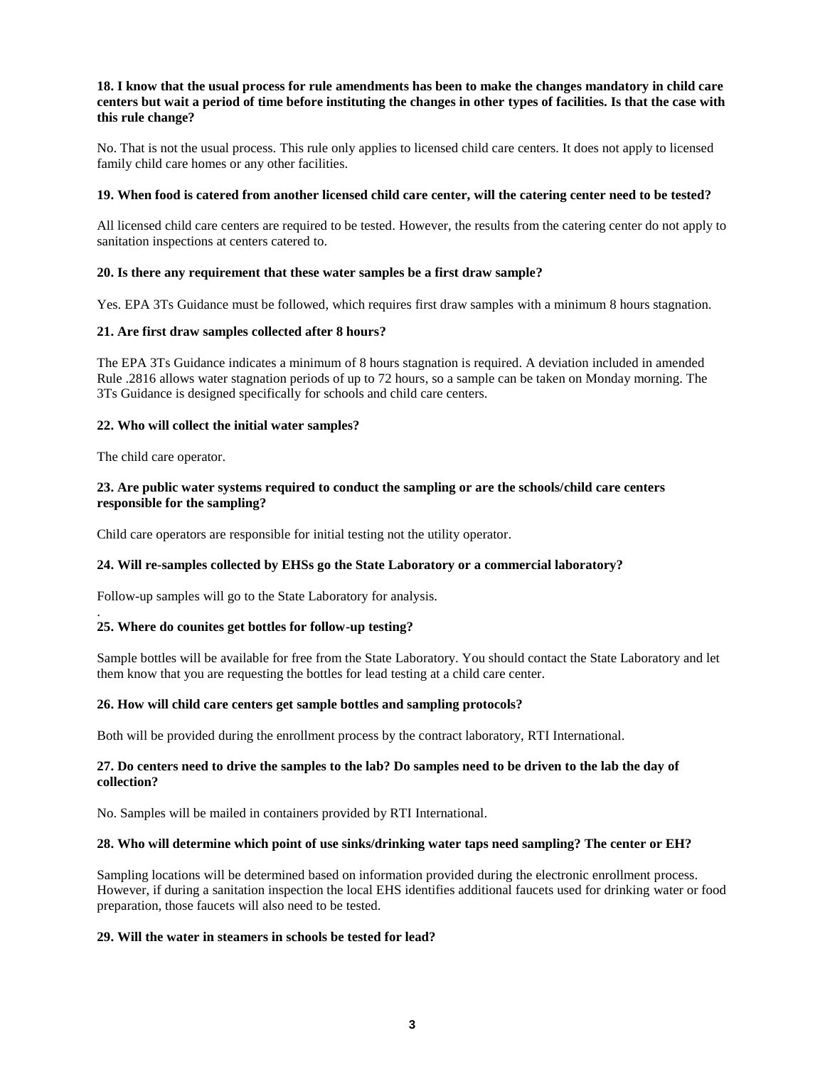**18. I know that the usual process for rule amendments has been to make the changes mandatory in child care centers but wait a period of time before instituting the changes in other types of facilities. Is that the case with this rule change?**

No. That is not the usual process. This rule only applies to licensed child care centers. It does not apply to licensed family child care homes or any other facilities.

**19. When food is catered from another licensed child care center, will the catering center need to be tested?**

All licensed child care centers are required to be tested. However, the results from the catering center do not apply to sanitation inspections at centers catered to.

**20. Is there any requirement that these water samples be a first draw sample?**

Yes. EPA 3Ts Guidance must be followed, which requires first draw samples with a minimum 8 hours stagnation.

**21. Are first draw samples collected after 8 hours?**

The EPA 3Ts Guidance indicates a minimum of 8 hours stagnation is required. A deviation included in amended Rule .2816 allows water stagnation periods of up to 72 hours, so a sample can be taken on Monday morning. The 3Ts Guidance is designed specifically for schools and child care centers.

**22. Who will collect the initial water samples?**

The child care operator.

**23. Are public water systems required to conduct the sampling or are the schools/child care centers responsible for the sampling?**

Child care operators are responsible for initial testing not the utility operator.

**24. Will re-samples collected by EHSs go the State Laboratory or a commercial laboratory?**

Follow-up samples will go to the State Laboratory for analysis.

**25. Where do counites get bottles for follow-up testing?**

Sample bottles will be available for free from the State Laboratory. You should contact the State Laboratory and let them know that you are requesting the bottles for lead testing at a child care center.

**26. How will child care centers get sample bottles and sampling protocols?**

Both will be provided during the enrollment process by the contract laboratory, RTI International.

**27. Do centers need to drive the samples to the lab? Do samples need to be driven to the lab the day of collection?**

No. Samples will be mailed in containers provided by RTI International.

**28. Who will determine which point of use sinks/drinking water taps need sampling? The center or EH?**

Sampling locations will be determined based on information provided during the electronic enrollment process. However, if during a sanitation inspection the local EHS identifies additional faucets used for drinking water or food preparation, those faucets will also need to be tested.

**29. Will the water in steamers in schools be tested for lead?**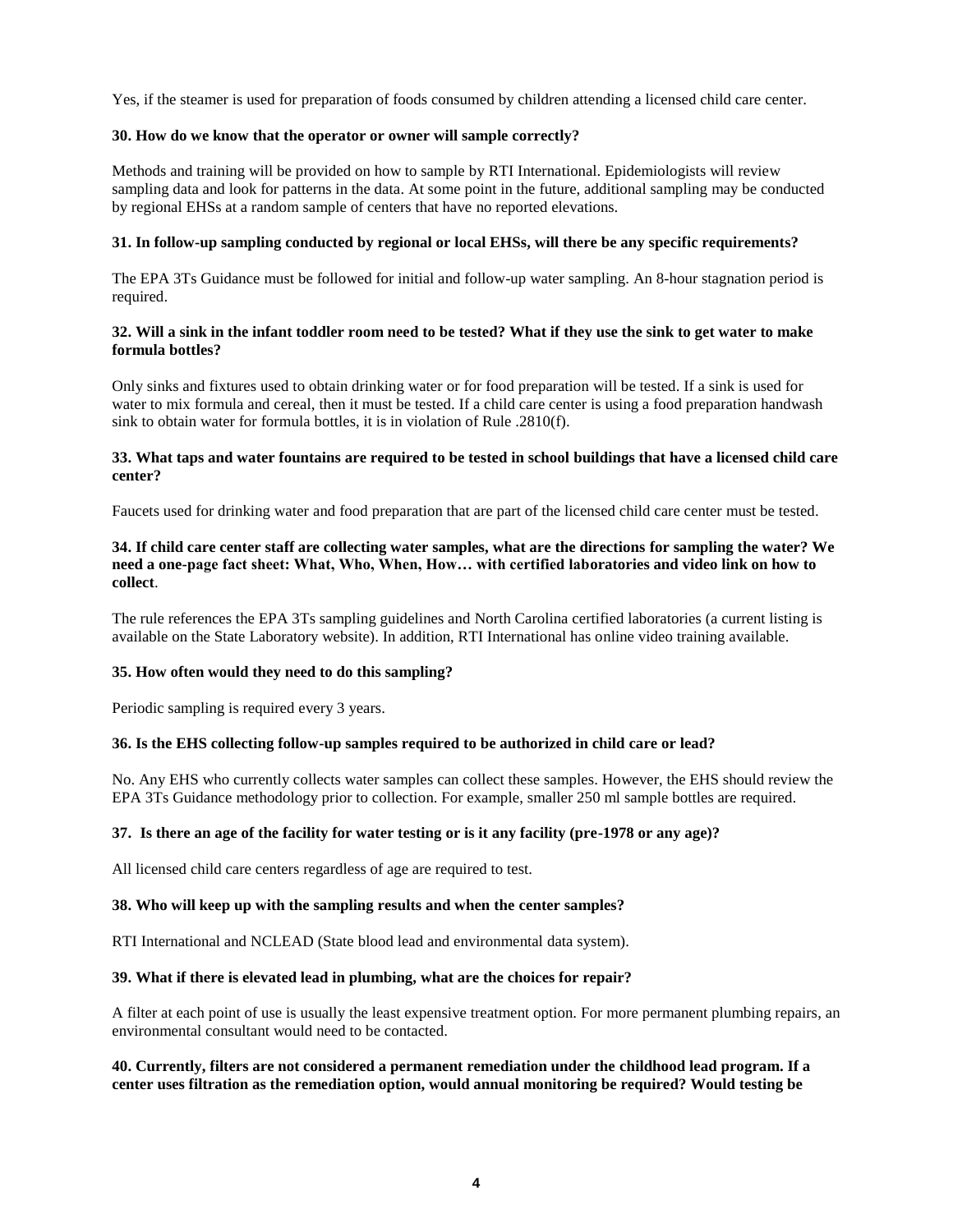Yes, if the steamer is used for preparation of foods consumed by children attending a licensed child care center.

**30. How do we know that the operator or owner will sample correctly?**

Methods and training will be provided on how to sample by RTI International. Epidemiologists will review sampling data and look for patterns in the data. At some point in the future, additional sampling may be conducted by regional EHSs at a random sample of centers that have no reported elevations.

**31. In follow-up sampling conducted by regional or local EHSs, will there be any specific requirements?**

The EPA 3Ts Guidance must be followed for initial and follow-up water sampling. An 8-hour stagnation period is required.

**32. Will a sink in the infant toddler room need to be tested? What if they use the sink to get water to make formula bottles?**

Only sinks and fixtures used to obtain drinking water or for food preparation will be tested. If a sink is used for water to mix formula and cereal, then it must be tested. If a child care center is using a food preparation handwash sink to obtain water for formula bottles, it is in violation of Rule .2810(f).

**33. What taps and water fountains are required to be tested in school buildings that have a licensed child care center?**

Faucets used for drinking water and food preparation that are part of the licensed child care center must be tested.

**34. If child care center staff are collecting water samples, what are the directions for sampling the water? We need a one-page fact sheet: What, Who, When, How… with certified laboratories and video link on how to collect**.

The rule references the EPA 3Ts sampling guidelines and North Carolina certified laboratories (a current listing is available on the State Laboratory website). In addition, RTI International has online video training available.

**35. How often would they need to do this sampling?**

Periodic sampling is required every 3 years.

**36. Is the EHS collecting follow-up samples required to be authorized in child care or lead?**

No. Any EHS who currently collects water samples can collect these samples. However, the EHS should review the EPA 3Ts Guidance methodology prior to collection. For example, smaller 250 ml sample bottles are required.

**37. Is there an age of the facility for water testing or is it any facility (pre-1978 or any age)?**

All licensed child care centers regardless of age are required to test.

**38. Who will keep up with the sampling results and when the center samples?**

RTI International and NCLEAD (State blood lead and environmental data system).

**39. What if there is elevated lead in plumbing, what are the choices for repair?**

A filter at each point of use is usually the least expensive treatment option. For more permanent plumbing repairs, an environmental consultant would need to be contacted.

**40. Currently, filters are not considered a permanent remediation under the childhood lead program. If a center uses filtration as the remediation option, would annual monitoring be required? Would testing be**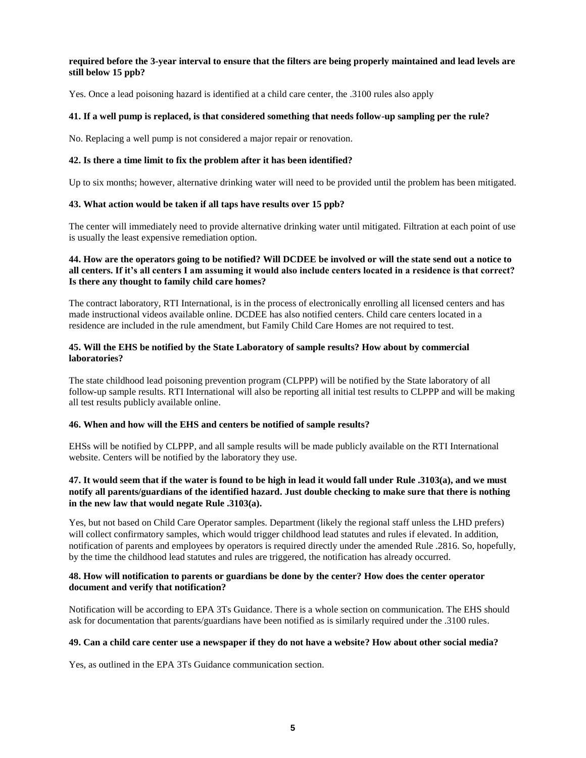**required before the 3-year interval to ensure that the filters are being properly maintained and lead levels are still below 15 ppb?**

Yes. Once a lead poisoning hazard is identified at a child care center, the .3100 rules also apply

**41. If a well pump is replaced, is that considered something that needs follow-up sampling per the rule?**

No. Replacing a well pump is not considered a major repair or renovation.

**42. Is there a time limit to fix the problem after it has been identified?**

Up to six months; however, alternative drinking water will need to be provided until the problem has been mitigated.

**43. What action would be taken if all taps have results over 15 ppb?**

The center will immediately need to provide alternative drinking water until mitigated. Filtration at each point of use is usually the least expensive remediation option.

**44. How are the operators going to be notified? Will DCDEE be involved or will the state send out a notice to all centers. If it's all centers I am assuming it would also include centers located in a residence is that correct? Is there any thought to family child care homes?**

The contract laboratory, RTI International, is in the process of electronically enrolling all licensed centers and has made instructional videos available online. DCDEE has also notified centers. Child care centers located in a residence are included in the rule amendment, but Family Child Care Homes are not required to test.

**45. Will the EHS be notified by the State Laboratory of sample results? How about by commercial laboratories?**

The state childhood lead poisoning prevention program (CLPPP) will be notified by the State laboratory of all follow-up sample results. RTI International will also be reporting all initial test results to CLPPP and will be making all test results publicly available online.

**46. When and how will the EHS and centers be notified of sample results?**

EHSs will be notified by CLPPP, and all sample results will be made publicly available on the RTI International website. Centers will be notified by the laboratory they use.

**47. It would seem that if the water is found to be high in lead it would fall under Rule .3103(a), and we must notify all parents/guardians of the identified hazard. Just double checking to make sure that there is nothing in the new law that would negate Rule .3103(a).**

Yes, but not based on Child Care Operator samples. Department (likely the regional staff unless the LHD prefers) will collect confirmatory samples, which would trigger childhood lead statutes and rules if elevated. In addition, notification of parents and employees by operators is required directly under the amended Rule .2816. So, hopefully, by the time the childhood lead statutes and rules are triggered, the notification has already occurred.

**48. How will notification to parents or guardians be done by the center? How does the center operator document and verify that notification?**

Notification will be according to EPA 3Ts Guidance. There is a whole section on communication. The EHS should ask for documentation that parents/guardians have been notified as is similarly required under the .3100 rules.

**49. Can a child care center use a newspaper if they do not have a website? How about other social media?**

Yes, as outlined in the EPA 3Ts Guidance communication section.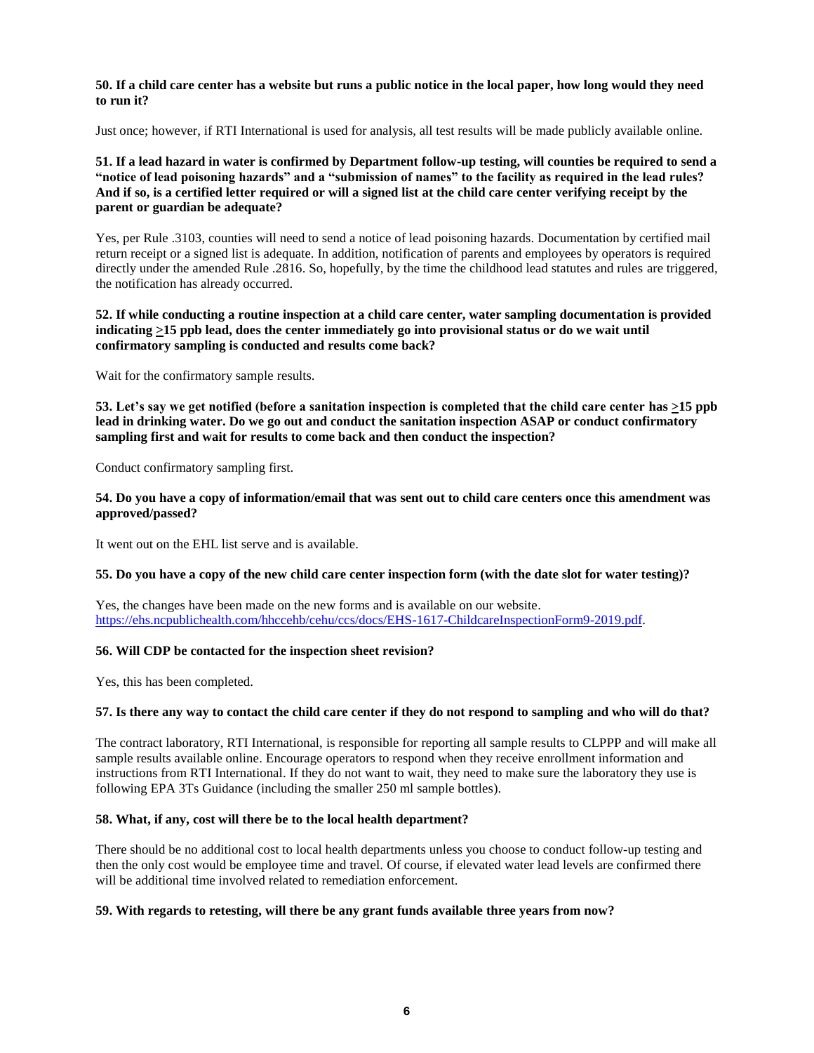**50. If a child care center has a website but runs a public notice in the local paper, how long would they need to run it?**

Just once; however, if RTI International is used for analysis, all test results will be made publicly available online.

**51. If a lead hazard in water is confirmed by Department follow-up testing, will counties be required to send a "notice of lead poisoning hazards" and a "submission of names" to the facility as required in the lead rules? And if so, is a certified letter required or will a signed list at the child care center verifying receipt by the parent or guardian be adequate?**

Yes, per Rule .3103, counties will need to send a notice of lead poisoning hazards. Documentation by certified mail return receipt or a signed list is adequate. In addition, notification of parents and employees by operators is required directly under the amended Rule .2816. So, hopefully, by the time the childhood lead statutes and rules are triggered, the notification has already occurred.

**52. If while conducting a routine inspection at a child care center, water sampling documentation is provided indicating ≥15 ppb lead, does the center immediately go into provisional status or do we wait until confirmatory sampling is conducted and results come back?**

Wait for the confirmatory sample results.

**53. Let's say we get notified (before a sanitation inspection is completed that the child care center has ≥15 ppb lead in drinking water. Do we go out and conduct the sanitation inspection ASAP or conduct confirmatory sampling first and wait for results to come back and then conduct the inspection?**

Conduct confirmatory sampling first.

**54. Do you have a copy of information/email that was sent out to child care centers once this amendment was approved/passed?**

It went out on the EHL list serve and is available.

**55. Do you have a copy of the new child care center inspection form (with the date slot for water testing)?**

Yes, the changes have been made on the new forms and is available on our website. [https://ehs.ncpublichealth.com/hhccehb/cehu/ccs/docs/EHS-1617-ChildcareInspectionForm9-2019.pdf](https://ehs.ncpublichealth.com/hhccehb/cehu/ccs/docs/EHS-1617-ChildcareInspectionForm9-2019.pdf).

**56. Will CDP be contacted for the inspection sheet revision?**

Yes, this has been completed.

**57. Is there any way to contact the child care center if they do not respond to sampling and who will do that?**

The contract laboratory, RTI International, is responsible for reporting all sample results to CLPPP and will make all sample results available online. Encourage operators to respond when they receive enrollment information and instructions from RTI International. If they do not want to wait, they need to make sure the laboratory they use is following EPA 3Ts Guidance (including the smaller 250 ml sample bottles).

**58. What, if any, cost will there be to the local health department?**

There should be no additional cost to local health departments unless you choose to conduct follow-up testing and then the only cost would be employee time and travel. Of course, if elevated water lead levels are confirmed there will be additional time involved related to remediation enforcement.

**59. With regards to retesting, will there be any grant funds available three years from now?**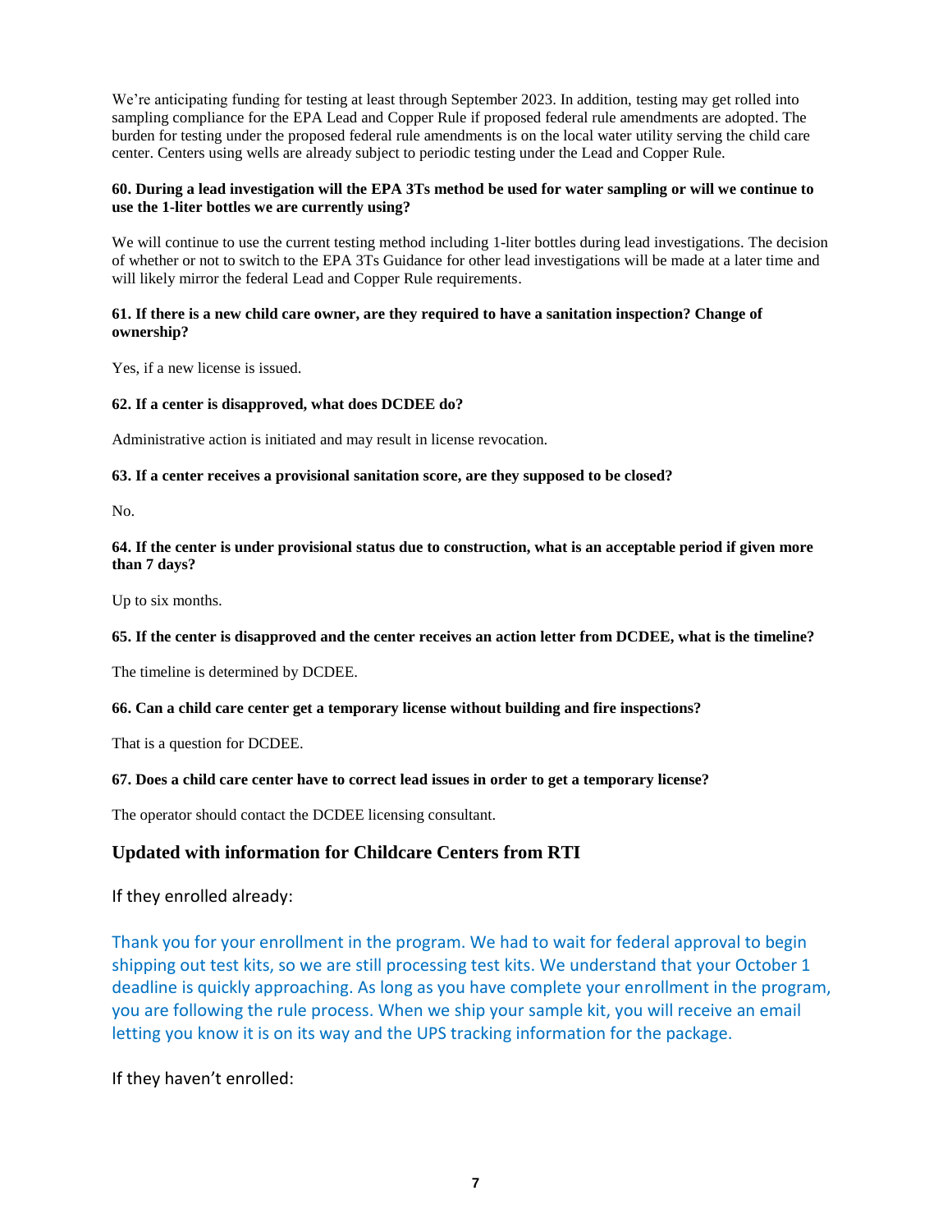We're anticipating funding for testing at least through September 2023. In addition, testing may get rolled into sampling compliance for the EPA Lead and Copper Rule if proposed federal rule amendments are adopted. The burden for testing under the proposed federal rule amendments is on the local water utility serving the child care center. Centers using wells are already subject to periodic testing under the Lead and Copper Rule.

**60. During a lead investigation will the EPA 3Ts method be used for water sampling or will we continue to use the 1-liter bottles we are currently using?**

We will continue to use the current testing method including 1-liter bottles during lead investigations. The decision of whether or not to switch to the EPA 3Ts Guidance for other lead investigations will be made at a later time and will likely mirror the federal Lead and Copper Rule requirements.

**61. If there is a new child care owner, are they required to have a sanitation inspection? Change of ownership?**

Yes, if a new license is issued.

**62. If a center is disapproved, what does DCDEE do?**

Administrative action is initiated and may result in license revocation.

**63. If a center receives a provisional sanitation score, are they supposed to be closed?**

No.

**64. If the center is under provisional status due to construction, what is an acceptable period if given more than 7 days?**

Up to six months.

**65. If the center is disapproved and the center receives an action letter from DCDEE, what is the timeline?**

The timeline is determined by DCDEE.

**66. Can a child care center get a temporary license without building and fire inspections?**

That is a question for DCDEE.

**67. Does a child care center have to correct lead issues in order to get a temporary license?**

The operator should contact the DCDEE licensing consultant.

## Updated with information for Childcare Centers from RTI

If they enrolled already:

Thank you for your enrollment in the program. We had to wait for federal approval to begin shipping out test kits, so we are still processing test kits. We understand that your October 1 deadline is quickly approaching. As long as you have complete your enrollment in the program, you are following the rule process. When we ship your sample kit, you will receive an email letting you know it is on its way and the UPS tracking information for the package.

If they haven't enrolled: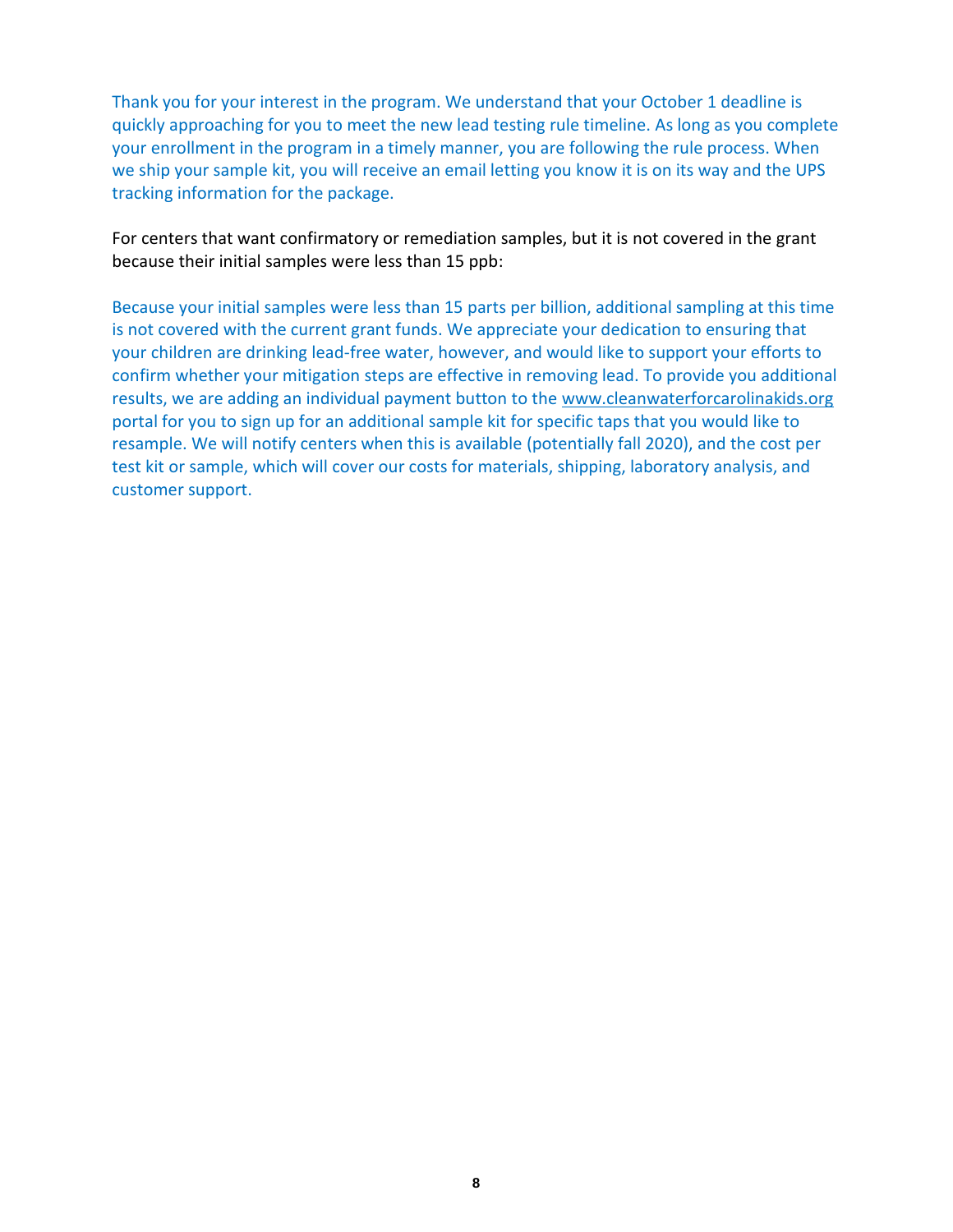Thank you for your interest in the program. We understand that your October 1 deadline is quickly approaching for you to meet the new lead testing rule timeline. As long as you complete your enrollment in the program in a timely manner, you are following the rule process. When we ship your sample kit, you will receive an email letting you know it is on its way and the UPS tracking information for the package.

For centers that want confirmatory or remediation samples, but it is not covered in the grant because their initial samples were less than 15 ppb:

Because your initial samples were less than 15 parts per billion, additional sampling at this time is not covered with the current grant funds. We appreciate your dedication to ensuring that your children are drinking lead-free water, however, and would like to support your efforts to confirm whether your mitigation steps are effective in removing lead. To provide you additional results, we are adding an individual payment button to the www.cleanwaterforcarolinakids.org portal for you to sign up for an additional sample kit for specific taps that you would like to resample. We will notify centers when this is available (potentially fall 2020), and the cost per test kit or sample, which will cover our costs for materials, shipping, laboratory analysis, and customer support.